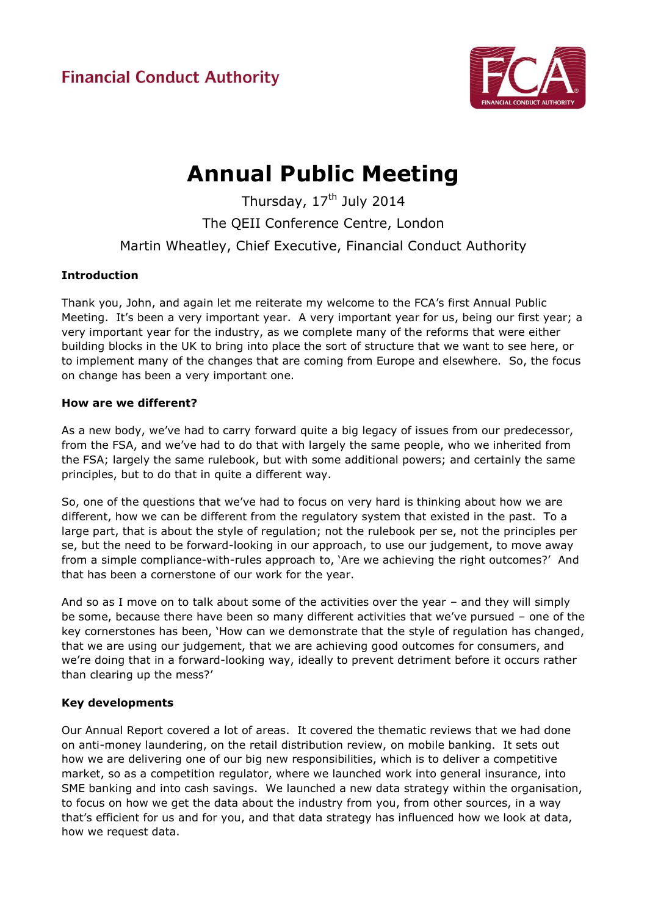Financial Conduct Authority

# Annual Public Meeting

Thursday, 17th July 2014

The QEII Conference Centre, London

Martin Wheatley, Chief Executive, Financial Conduct Authority

**Introduction**

Thank you, John, and again let me reiterate my welcome to the FCA's first Annual Public Meeting. It's been a very important year. A very important year for us, being our first year; a very important year for the industry, as we complete many of the reforms that were either building blocks in the UK to bring into place the sort of structure that we want to see here, or to implement many of the changes that are coming from Europe and elsewhere. So, the focus on change has been a very important one.

**How are we different?**

As a new body, we've had to carry forward quite a big legacy of issues from our predecessor, from the FSA, and we've had to do that with largely the same people, who we inherited from the FSA; largely the same rulebook, but with some additional powers; and certainly the same principles, but to do that in quite a different way.

So, one of the questions that we've had to focus on very hard is thinking about how we are different, how we can be different from the regulatory system that existed in the past. To a large part, that is about the style of regulation; not the rulebook per se, not the principles per se, but the need to be forward-looking in our approach, to use our judgement, to move away from a simple compliance-with-rules approach to, 'Are we achieving the right outcomes?' And that has been a cornerstone of our work for the year.

And so as I move on to talk about some of the activities over the year – and they will simply be some, because there have been so many different activities that we've pursued – one of the key cornerstones has been, 'How can we demonstrate that the style of regulation has changed, that we are using our judgement, that we are achieving good outcomes for consumers, and we're doing that in a forward-looking way, ideally to prevent detriment before it occurs rather than clearing up the mess?'

**Key developments**

Our Annual Report covered a lot of areas. It covered the thematic reviews that we had done on anti-money laundering, on the retail distribution review, on mobile banking. It sets out how we are delivering one of our big new responsibilities, which is to deliver a competitive market, so as a competition regulator, where we launched work into general insurance, into SME banking and into cash savings. We launched a new data strategy within the organisation, to focus on how we get the data about the industry from you, from other sources, in a way that's efficient for us and for you, and that data strategy has influenced how we look at data, how we request data.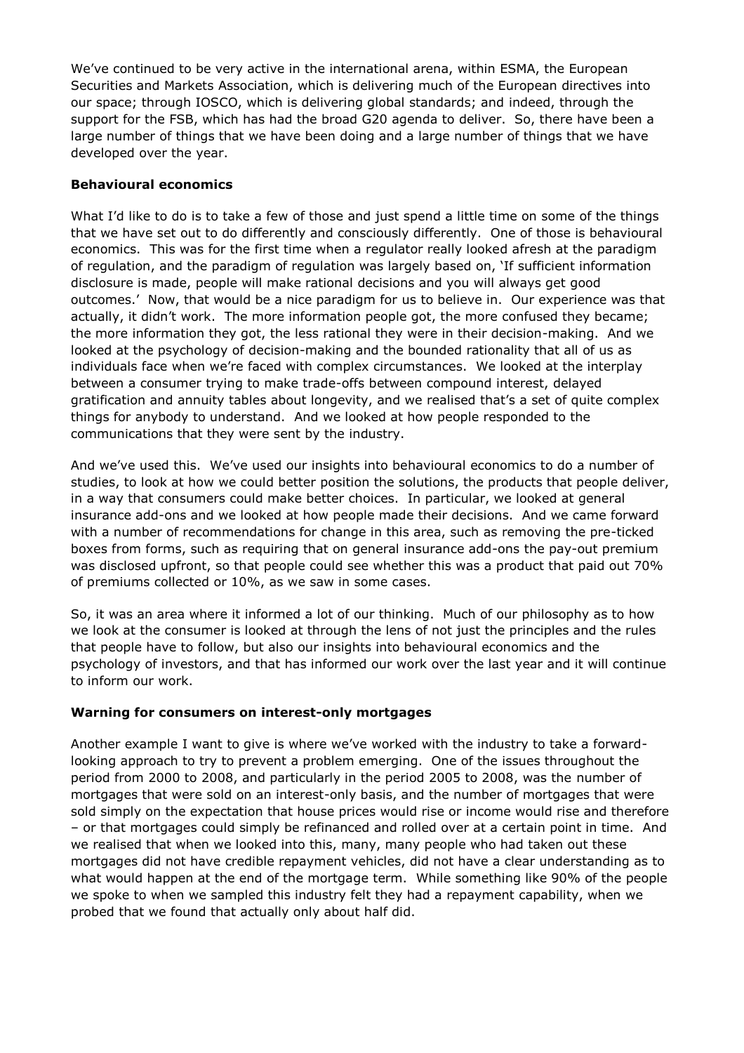We've continued to be very active in the international arena, within ESMA, the European Securities and Markets Association, which is delivering much of the European directives into our space; through IOSCO, which is delivering global standards; and indeed, through the support for the FSB, which has had the broad G20 agenda to deliver. So, there have been a large number of things that we have been doing and a large number of things that we have developed over the year.

**Behavioural economics**

What I'd like to do is to take a few of those and just spend a little time on some of the things that we have set out to do differently and consciously differently. One of those is behavioural economics. This was for the first time when a regulator really looked afresh at the paradigm of regulation, and the paradigm of regulation was largely based on, 'If sufficient information disclosure is made, people will make rational decisions and you will always get good outcomes.' Now, that would be a nice paradigm for us to believe in. Our experience was that actually, it didn't work. The more information people got, the more confused they became; the more information they got, the less rational they were in their decision-making. And we looked at the psychology of decision-making and the bounded rationality that all of us as individuals face when we're faced with complex circumstances. We looked at the interplay between a consumer trying to make trade-offs between compound interest, delayed gratification and annuity tables about longevity, and we realised that's a set of quite complex things for anybody to understand. And we looked at how people responded to the communications that they were sent by the industry.

And we've used this. We've used our insights into behavioural economics to do a number of studies, to look at how we could better position the solutions, the products that people deliver, in a way that consumers could make better choices. In particular, we looked at general insurance add-ons and we looked at how people made their decisions. And we came forward with a number of recommendations for change in this area, such as removing the pre-ticked boxes from forms, such as requiring that on general insurance add-ons the pay-out premium was disclosed upfront, so that people could see whether this was a product that paid out 70% of premiums collected or 10%, as we saw in some cases.

So, it was an area where it informed a lot of our thinking. Much of our philosophy as to how we look at the consumer is looked at through the lens of not just the principles and the rules that people have to follow, but also our insights into behavioural economics and the psychology of investors, and that has informed our work over the last year and it will continue to inform our work.

**Warning for consumers on interest-only mortgages**

Another example I want to give is where we've worked with the industry to take a forward-looking approach to try to prevent a problem emerging. One of the issues throughout the period from 2000 to 2008, and particularly in the period 2005 to 2008, was the number of mortgages that were sold on an interest-only basis, and the number of mortgages that were sold simply on the expectation that house prices would rise or income would rise and therefore – or that mortgages could simply be refinanced and rolled over at a certain point in time. And we realised that when we looked into this, many, many people who had taken out these mortgages did not have credible repayment vehicles, did not have a clear understanding as to what would happen at the end of the mortgage term. While something like 90% of the people we spoke to when we sampled this industry felt they had a repayment capability, when we probed that we found that actually only about half did.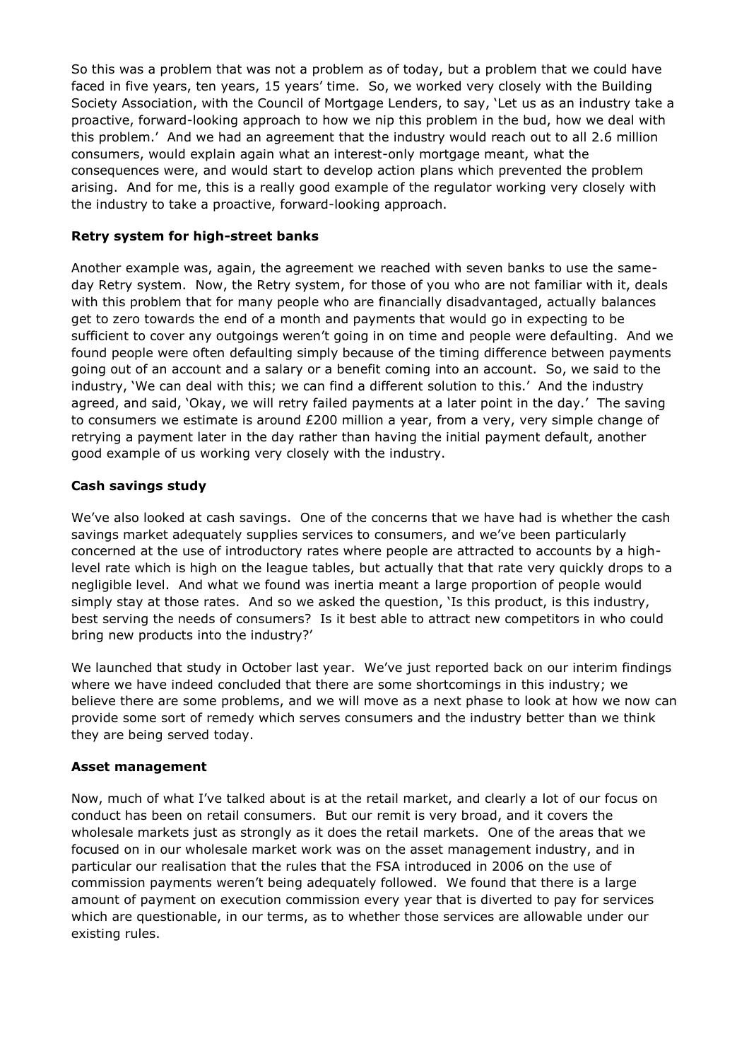So this was a problem that was not a problem as of today, but a problem that we could have faced in five years, ten years, 15 years' time. So, we worked very closely with the Building Society Association, with the Council of Mortgage Lenders, to say, 'Let us as an industry take a proactive, forward-looking approach to how we nip this problem in the bud, how we deal with this problem.' And we had an agreement that the industry would reach out to all 2.6 million consumers, would explain again what an interest-only mortgage meant, what the consequences were, and would start to develop action plans which prevented the problem arising. And for me, this is a really good example of the regulator working very closely with the industry to take a proactive, forward-looking approach.

**Retry system for high-street banks**

Another example was, again, the agreement we reached with seven banks to use the same-day Retry system. Now, the Retry system, for those of you who are not familiar with it, deals with this problem that for many people who are financially disadvantaged, actually balances get to zero towards the end of a month and payments that would go in expecting to be sufficient to cover any outgoings weren't going in on time and people were defaulting. And we found people were often defaulting simply because of the timing difference between payments going out of an account and a salary or a benefit coming into an account. So, we said to the industry, 'We can deal with this; we can find a different solution to this.' And the industry agreed, and said, 'Okay, we will retry failed payments at a later point in the day.' The saving to consumers we estimate is around £200 million a year, from a very, very simple change of retrying a payment later in the day rather than having the initial payment default, another good example of us working very closely with the industry.

**Cash savings study**

We've also looked at cash savings. One of the concerns that we have had is whether the cash savings market adequately supplies services to consumers, and we've been particularly concerned at the use of introductory rates where people are attracted to accounts by a high-level rate which is high on the league tables, but actually that that rate very quickly drops to a negligible level. And what we found was inertia meant a large proportion of people would simply stay at those rates. And so we asked the question, 'Is this product, is this industry, best serving the needs of consumers? Is it best able to attract new competitors in who could bring new products into the industry?'

We launched that study in October last year. We've just reported back on our interim findings where we have indeed concluded that there are some shortcomings in this industry; we believe there are some problems, and we will move as a next phase to look at how we now can provide some sort of remedy which serves consumers and the industry better than we think they are being served today.

**Asset management**

Now, much of what I've talked about is at the retail market, and clearly a lot of our focus on conduct has been on retail consumers. But our remit is very broad, and it covers the wholesale markets just as strongly as it does the retail markets. One of the areas that we focused on in our wholesale market work was on the asset management industry, and in particular our realisation that the rules that the FSA introduced in 2006 on the use of commission payments weren't being adequately followed. We found that there is a large amount of payment on execution commission every year that is diverted to pay for services which are questionable, in our terms, as to whether those services are allowable under our existing rules.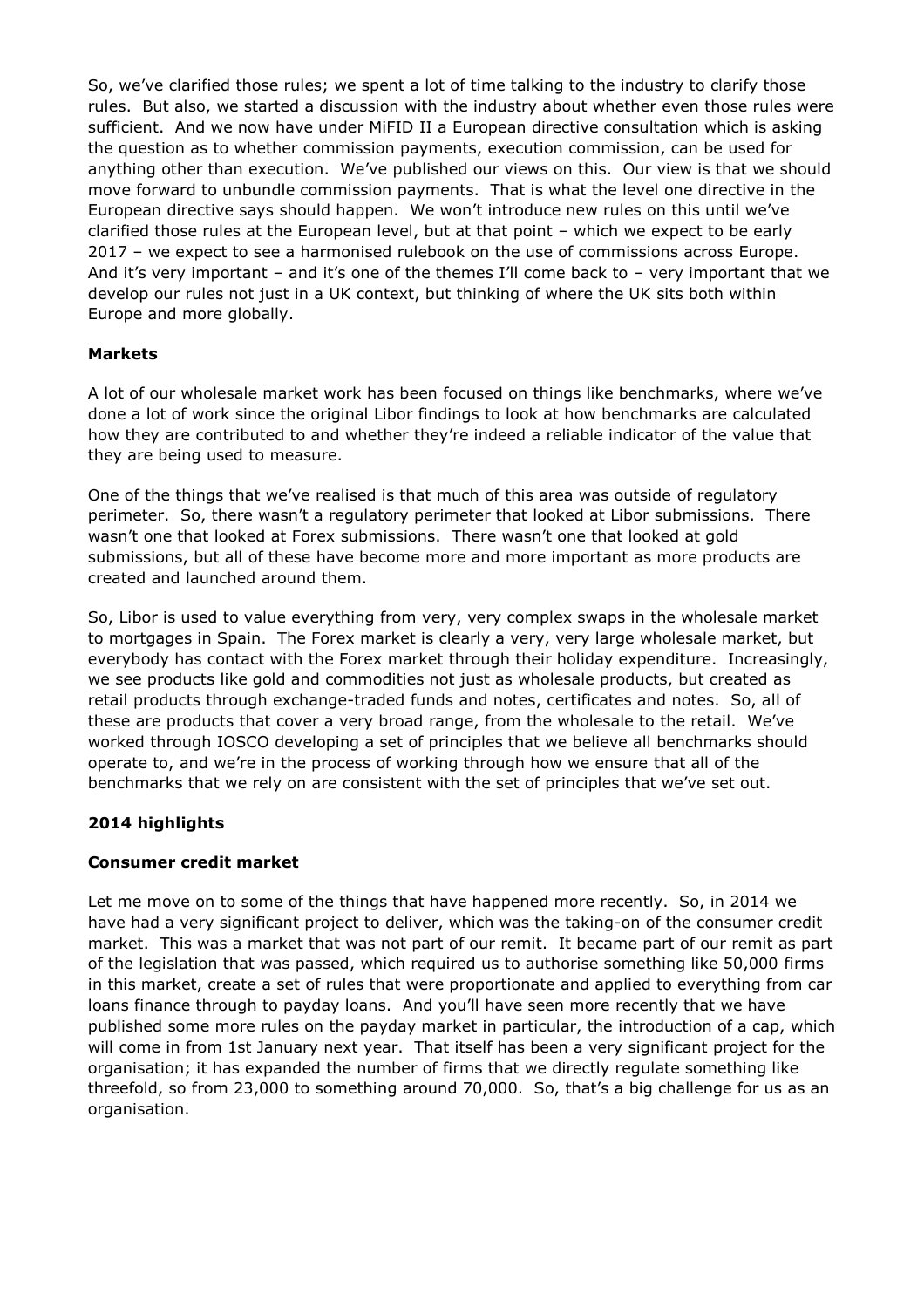So, we've clarified those rules; we spent a lot of time talking to the industry to clarify those rules. But also, we started a discussion with the industry about whether even those rules were sufficient. And we now have under MiFID II a European directive consultation which is asking the question as to whether commission payments, execution commission, can be used for anything other than execution. We've published our views on this. Our view is that we should move forward to unbundle commission payments. That is what the level one directive in the European directive says should happen. We won't introduce new rules on this until we've clarified those rules at the European level, but at that point – which we expect to be early 2017 – we expect to see a harmonised rulebook on the use of commissions across Europe. And it's very important – and it's one of the themes I'll come back to – very important that we develop our rules not just in a UK context, but thinking of where the UK sits both within Europe and more globally.

**Markets**

A lot of our wholesale market work has been focused on things like benchmarks, where we've done a lot of work since the original Libor findings to look at how benchmarks are calculated how they are contributed to and whether they're indeed a reliable indicator of the value that they are being used to measure.

One of the things that we've realised is that much of this area was outside of regulatory perimeter. So, there wasn't a regulatory perimeter that looked at Libor submissions. There wasn't one that looked at Forex submissions. There wasn't one that looked at gold submissions, but all of these have become more and more important as more products are created and launched around them.

So, Libor is used to value everything from very, very complex swaps in the wholesale market to mortgages in Spain. The Forex market is clearly a very, very large wholesale market, but everybody has contact with the Forex market through their holiday expenditure. Increasingly, we see products like gold and commodities not just as wholesale products, but created as retail products through exchange-traded funds and notes, certificates and notes. So, all of these are products that cover a very broad range, from the wholesale to the retail. We've worked through IOSCO developing a set of principles that we believe all benchmarks should operate to, and we're in the process of working through how we ensure that all of the benchmarks that we rely on are consistent with the set of principles that we've set out.

**2014 highlights**

**Consumer credit market**

Let me move on to some of the things that have happened more recently. So, in 2014 we have had a very significant project to deliver, which was the taking-on of the consumer credit market. This was a market that was not part of our remit. It became part of our remit as part of the legislation that was passed, which required us to authorise something like 50,000 firms in this market, create a set of rules that were proportionate and applied to everything from car loans finance through to payday loans. And you'll have seen more recently that we have published some more rules on the payday market in particular, the introduction of a cap, which will come in from 1st January next year. That itself has been a very significant project for the organisation; it has expanded the number of firms that we directly regulate something like threefold, so from 23,000 to something around 70,000. So, that's a big challenge for us as an organisation.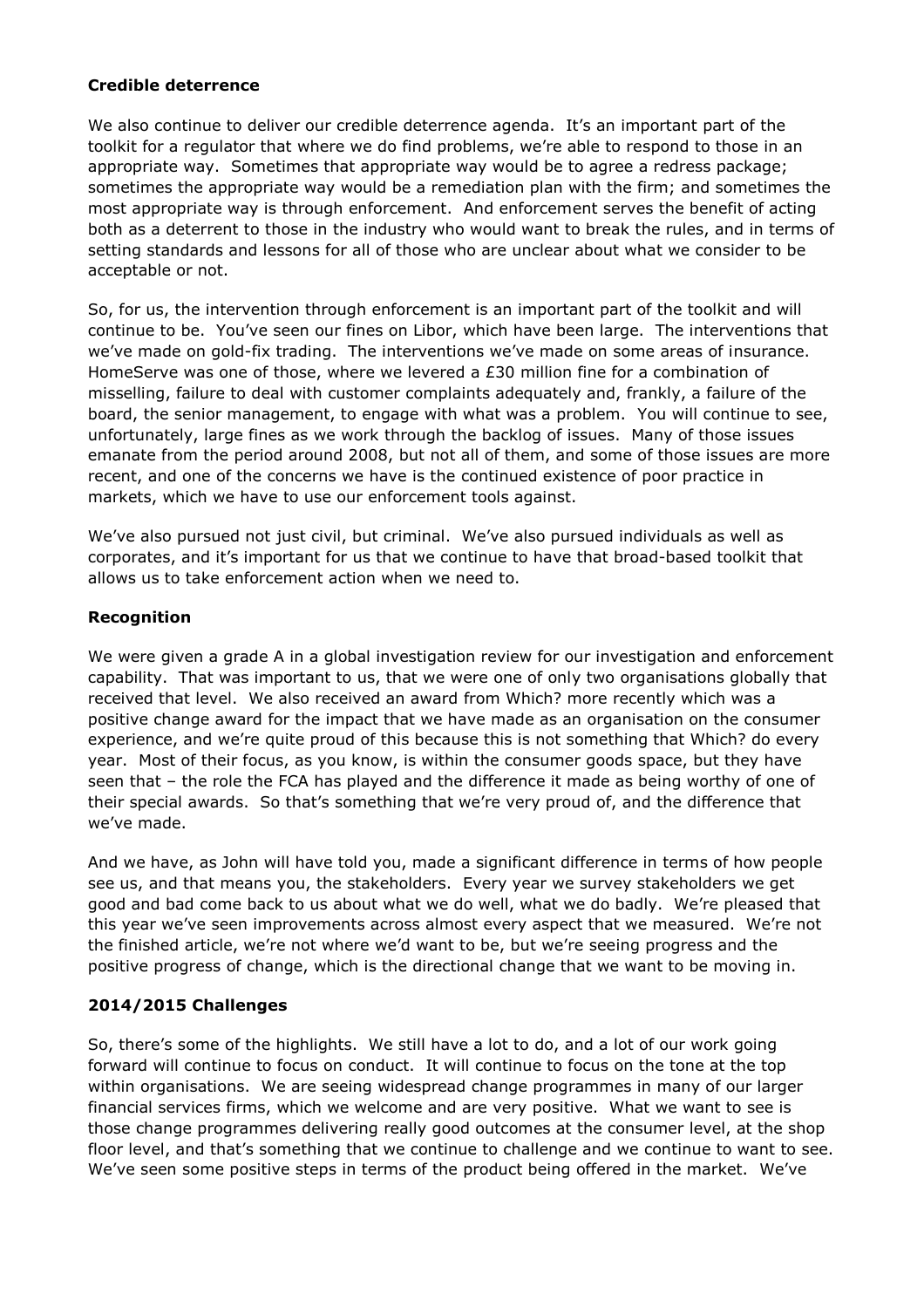**Credible deterrence**

We also continue to deliver our credible deterrence agenda. It's an important part of the toolkit for a regulator that where we do find problems, we're able to respond to those in an appropriate way. Sometimes that appropriate way would be to agree a redress package; sometimes the appropriate way would be a remediation plan with the firm; and sometimes the most appropriate way is through enforcement. And enforcement serves the benefit of acting both as a deterrent to those in the industry who would want to break the rules, and in terms of setting standards and lessons for all of those who are unclear about what we consider to be acceptable or not.

So, for us, the intervention through enforcement is an important part of the toolkit and will continue to be. You've seen our fines on Libor, which have been large. The interventions that we've made on gold-fix trading. The interventions we've made on some areas of insurance. HomeServe was one of those, where we levered a £30 million fine for a combination of misselling, failure to deal with customer complaints adequately and, frankly, a failure of the board, the senior management, to engage with what was a problem. You will continue to see, unfortunately, large fines as we work through the backlog of issues. Many of those issues emanate from the period around 2008, but not all of them, and some of those issues are more recent, and one of the concerns we have is the continued existence of poor practice in markets, which we have to use our enforcement tools against.

We've also pursued not just civil, but criminal. We've also pursued individuals as well as corporates, and it's important for us that we continue to have that broad-based toolkit that allows us to take enforcement action when we need to.

**Recognition**

We were given a grade A in a global investigation review for our investigation and enforcement capability. That was important to us, that we were one of only two organisations globally that received that level. We also received an award from Which? more recently which was a positive change award for the impact that we have made as an organisation on the consumer experience, and we're quite proud of this because this is not something that Which? do every year. Most of their focus, as you know, is within the consumer goods space, but they have seen that – the role the FCA has played and the difference it made as being worthy of one of their special awards. So that's something that we're very proud of, and the difference that we've made.

And we have, as John will have told you, made a significant difference in terms of how people see us, and that means you, the stakeholders. Every year we survey stakeholders we get good and bad come back to us about what we do well, what we do badly. We're pleased that this year we've seen improvements across almost every aspect that we measured. We're not the finished article, we're not where we'd want to be, but we're seeing progress and the positive progress of change, which is the directional change that we want to be moving in.

**2014/2015 Challenges**

So, there's some of the highlights. We still have a lot to do, and a lot of our work going forward will continue to focus on conduct. It will continue to focus on the tone at the top within organisations. We are seeing widespread change programmes in many of our larger financial services firms, which we welcome and are very positive. What we want to see is those change programmes delivering really good outcomes at the consumer level, at the shop floor level, and that's something that we continue to challenge and we continue to want to see. We've seen some positive steps in terms of the product being offered in the market. We've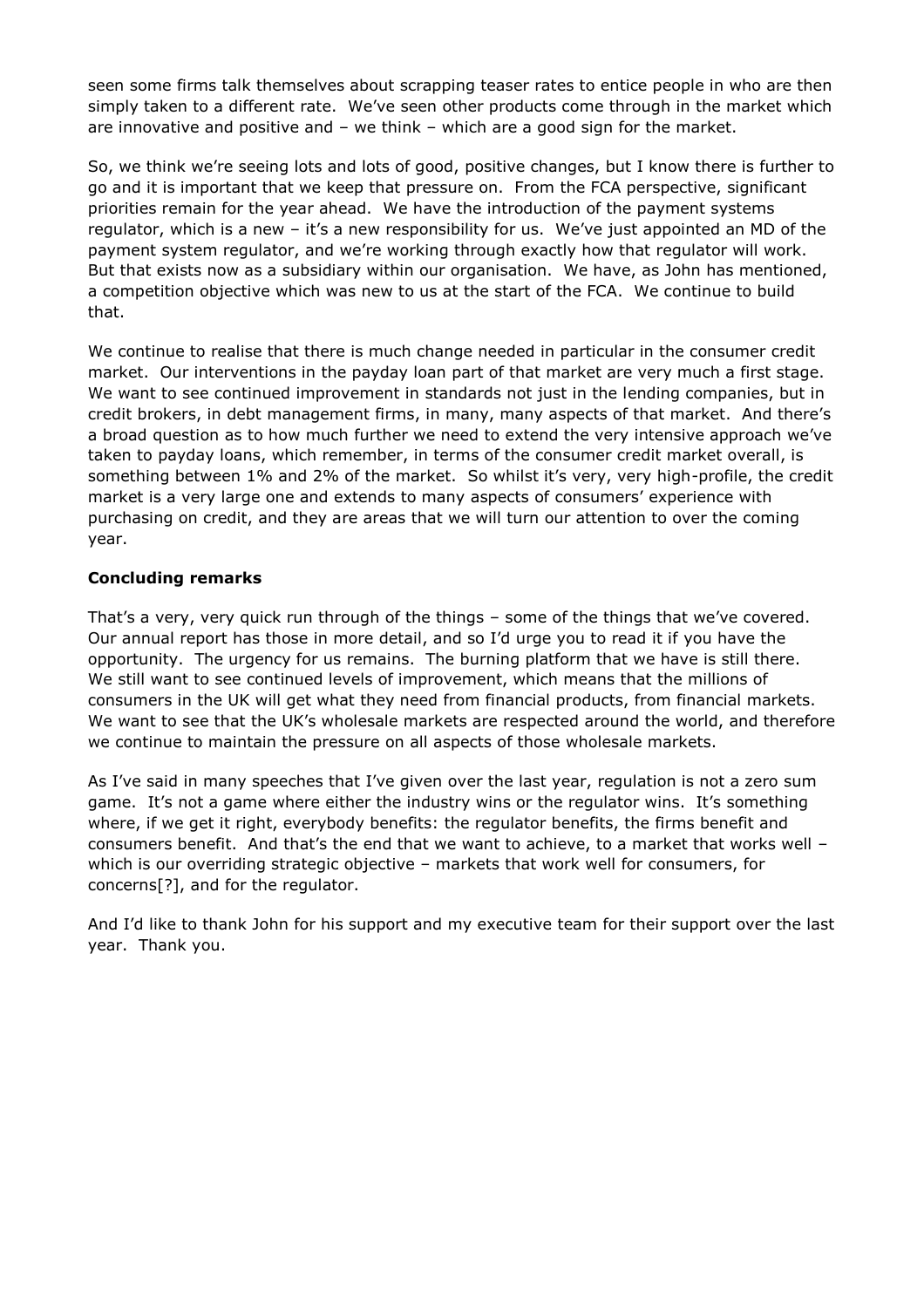seen some firms talk themselves about scrapping teaser rates to entice people in who are then simply taken to a different rate. We've seen other products come through in the market which are innovative and positive and – we think – which are a good sign for the market.

So, we think we're seeing lots and lots of good, positive changes, but I know there is further to go and it is important that we keep that pressure on. From the FCA perspective, significant priorities remain for the year ahead. We have the introduction of the payment systems regulator, which is a new – it's a new responsibility for us. We've just appointed an MD of the payment system regulator, and we're working through exactly how that regulator will work. But that exists now as a subsidiary within our organisation. We have, as John has mentioned, a competition objective which was new to us at the start of the FCA. We continue to build that.

We continue to realise that there is much change needed in particular in the consumer credit market. Our interventions in the payday loan part of that market are very much a first stage. We want to see continued improvement in standards not just in the lending companies, but in credit brokers, in debt management firms, in many, many aspects of that market. And there's a broad question as to how much further we need to extend the very intensive approach we've taken to payday loans, which remember, in terms of the consumer credit market overall, is something between 1% and 2% of the market. So whilst it's very, very high-profile, the credit market is a very large one and extends to many aspects of consumers' experience with purchasing on credit, and they are areas that we will turn our attention to over the coming year.

**Concluding remarks**

That's a very, very quick run through of the things – some of the things that we've covered. Our annual report has those in more detail, and so I'd urge you to read it if you have the opportunity. The urgency for us remains. The burning platform that we have is still there. We still want to see continued levels of improvement, which means that the millions of consumers in the UK will get what they need from financial products, from financial markets. We want to see that the UK's wholesale markets are respected around the world, and therefore we continue to maintain the pressure on all aspects of those wholesale markets.

As I've said in many speeches that I've given over the last year, regulation is not a zero sum game. It's not a game where either the industry wins or the regulator wins. It's something where, if we get it right, everybody benefits: the regulator benefits, the firms benefit and consumers benefit. And that's the end that we want to achieve, to a market that works well – which is our overriding strategic objective – markets that work well for consumers, for concerns[?], and for the regulator.

And I'd like to thank John for his support and my executive team for their support over the last year. Thank you.